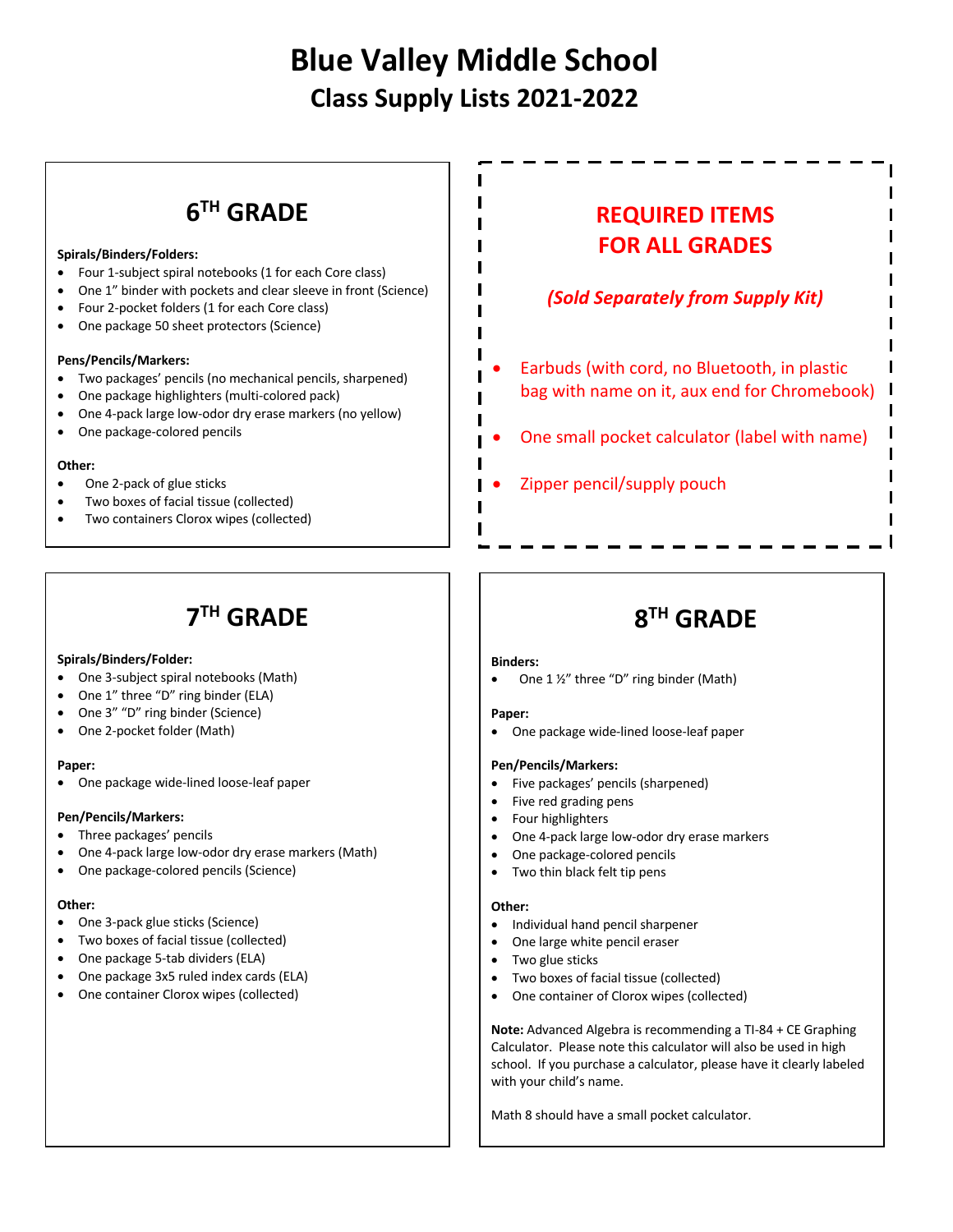# Blue Valley Middle School
## Class Supply Lists 2021-2022

## 6TH GRADE

**Spirals/Binders/Folders:**

- Four 1-subject spiral notebooks (1 for each Core class)
- One 1" binder with pockets and clear sleeve in front (Science)
- Four 2-pocket folders (1 for each Core class)
- One package 50 sheet protectors (Science)

**Pens/Pencils/Markers:**

- Two packages' pencils (no mechanical pencils, sharpened)
- One package highlighters (multi-colored pack)
- One 4-pack large low-odor dry erase markers (no yellow)
- One package-colored pencils

**Other:**

- One 2-pack of glue sticks
- Two boxes of facial tissue (collected)
- Two containers Clorox wipes (collected)

## REQUIRED ITEMS FOR ALL GRADES

***(Sold Separately from Supply Kit)***

- Earbuds (with cord, no Bluetooth, in plastic bag with name on it, aux end for Chromebook)
- One small pocket calculator (label with name)
- Zipper pencil/supply pouch

## 7TH GRADE

**Spirals/Binders/Folder:**

- One 3-subject spiral notebooks (Math)
- One 1" three "D" ring binder (ELA)
- One 3" "D" ring binder (Science)
- One 2-pocket folder (Math)

**Paper:**

- One package wide-lined loose-leaf paper

**Pen/Pencils/Markers:**

- Three packages' pencils
- One 4-pack large low-odor dry erase markers (Math)
- One package-colored pencils (Science)

**Other:**

- One 3-pack glue sticks (Science)
- Two boxes of facial tissue (collected)
- One package 5-tab dividers (ELA)
- One package 3x5 ruled index cards (ELA)
- One container Clorox wipes (collected)

## 8TH GRADE

**Binders:**

- One 1 ½" three "D" ring binder (Math)

**Paper:**

- One package wide-lined loose-leaf paper

**Pen/Pencils/Markers:**

- Five packages' pencils (sharpened)
- Five red grading pens
- Four highlighters
- One 4-pack large low-odor dry erase markers
- One package-colored pencils
- Two thin black felt tip pens

**Other:**

- Individual hand pencil sharpener
- One large white pencil eraser
- Two glue sticks
- Two boxes of facial tissue (collected)
- One container of Clorox wipes (collected)

**Note:** Advanced Algebra is recommending a TI-84 + CE Graphing Calculator. Please note this calculator will also be used in high school. If you purchase a calculator, please have it clearly labeled with your child's name.

Math 8 should have a small pocket calculator.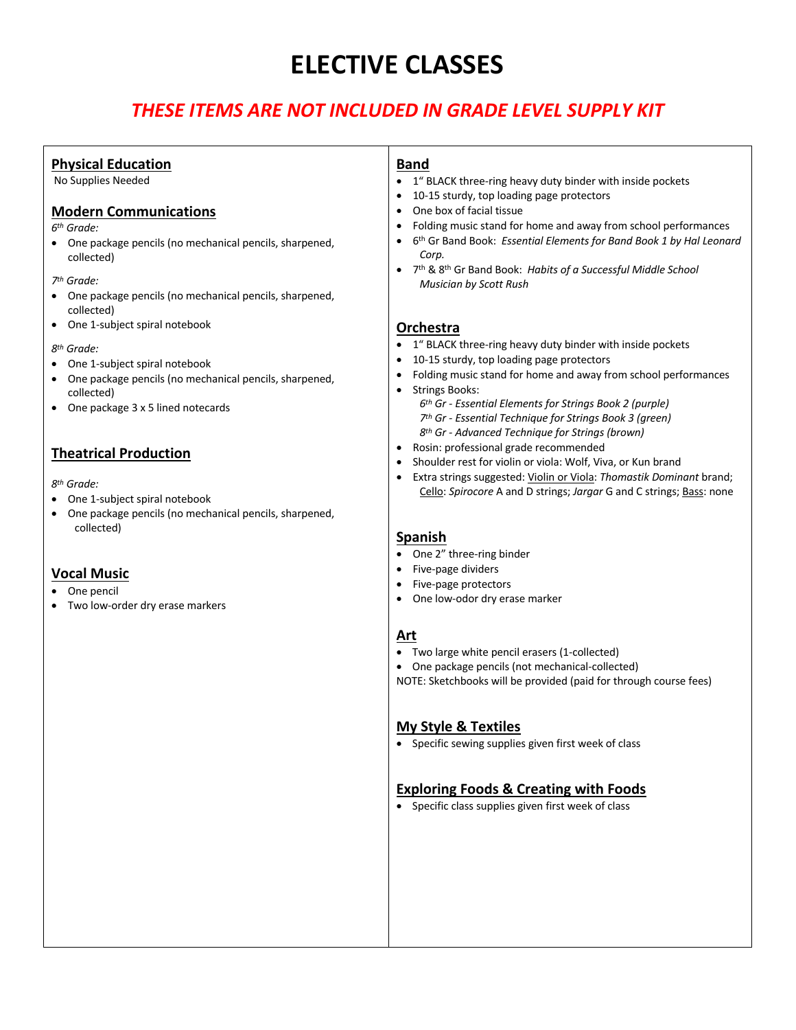# ELECTIVE CLASSES

## *THESE ITEMS ARE NOT INCLUDED IN GRADE LEVEL SUPPLY KIT*

### Physical Education

No Supplies Needed

### Modern Communications

*6th Grade:*

- One package pencils (no mechanical pencils, sharpened, collected)

*7th Grade:*

- One package pencils (no mechanical pencils, sharpened, collected)
- One 1-subject spiral notebook

*8th Grade:*

- One 1-subject spiral notebook
- One package pencils (no mechanical pencils, sharpened, collected)
- One package 3 x 5 lined notecards

### Theatrical Production

*8th Grade:*

- One 1-subject spiral notebook
- One package pencils (no mechanical pencils, sharpened, collected)

### Vocal Music

- One pencil
- Two low-order dry erase markers

### Band

- 1" BLACK three-ring heavy duty binder with inside pockets
- 10-15 sturdy, top loading page protectors
- One box of facial tissue
- Folding music stand for home and away from school performances
- 6th Gr Band Book: *Essential Elements for Band Book 1 by Hal Leonard Corp.*
- 7th & 8th Gr Band Book: *Habits of a Successful Middle School Musician by Scott Rush*

### Orchestra

- 1" BLACK three-ring heavy duty binder with inside pockets
- 10-15 sturdy, top loading page protectors
- Folding music stand for home and away from school performances
- Strings Books:
  - *6th Gr - Essential Elements for Strings Book 2 (purple)*
  - *7th Gr - Essential Technique for Strings Book 3 (green)*
  - *8th Gr - Advanced Technique for Strings (brown)*
- Rosin: professional grade recommended
- Shoulder rest for violin or viola: Wolf, Viva, or Kun brand
- Extra strings suggested: Violin or Viola: *Thomastik Dominant* brand; Cello: *Spirocore* A and D strings; *Jargar* G and C strings; Bass: none

### Spanish

- One 2" three-ring binder
- Five-page dividers
- Five-page protectors
- One low-odor dry erase marker

### Art

- Two large white pencil erasers (1-collected)
- One package pencils (not mechanical-collected)

NOTE: Sketchbooks will be provided (paid for through course fees)

### My Style & Textiles

- Specific sewing supplies given first week of class

### Exploring Foods & Creating with Foods

- Specific class supplies given first week of class